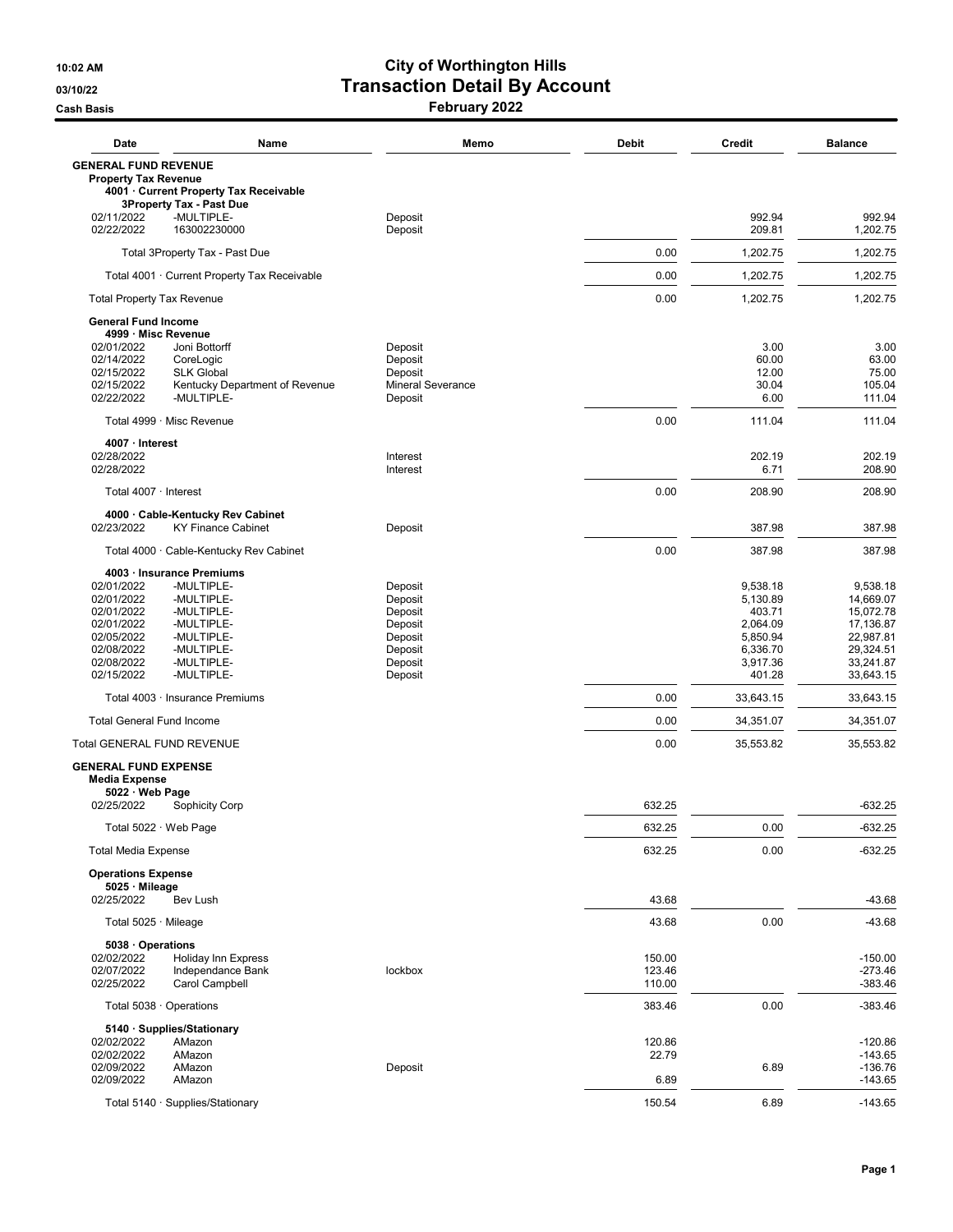# City of Worthington Hills

## Transaction Detail By Account

### February 2022

10:02 AM
03/10/22
Cash Basis

| Date | Name | Memo | Debit | Credit | Balance |
|---|---|---|---|---|---|
| **GENERAL FUND REVENUE** | | | | | |
| **Property Tax Revenue** | | | | | |
| **4001 · Current Property Tax Receivable** | | | | | |
| **3Property Tax - Past Due** | | | | | |
| 02/11/2022 | -MULTIPLE- | Deposit | | 992.94 | 992.94 |
| 02/22/2022 | 163002230000 | Deposit | | 209.81 | 1,202.75 |
| Total 3Property Tax - Past Due | | | 0.00 | 1,202.75 | 1,202.75 |
| Total 4001 · Current Property Tax Receivable | | | 0.00 | 1,202.75 | 1,202.75 |
| Total Property Tax Revenue | | | 0.00 | 1,202.75 | 1,202.75 |
| **General Fund Income** | | | | | |
| **4999 · Misc Revenue** | | | | | |
| 02/01/2022 | Joni Bottorff | Deposit | | 3.00 | 3.00 |
| 02/14/2022 | CoreLogic | Deposit | | 60.00 | 63.00 |
| 02/15/2022 | SLK Global | Deposit | | 12.00 | 75.00 |
| 02/15/2022 | Kentucky Department of Revenue | Mineral Severance | | 30.04 | 105.04 |
| 02/22/2022 | -MULTIPLE- | Deposit | | 6.00 | 111.04 |
| Total 4999 · Misc Revenue | | | 0.00 | 111.04 | 111.04 |
| **4007 · Interest** | | | | | |
| 02/28/2022 | | Interest | | 202.19 | 202.19 |
| 02/28/2022 | | Interest | | 6.71 | 208.90 |
| Total 4007 · Interest | | | 0.00 | 208.90 | 208.90 |
| **4000 · Cable-Kentucky Rev Cabinet** | | | | | |
| 02/23/2022 | KY Finance Cabinet | Deposit | | 387.98 | 387.98 |
| Total 4000 · Cable-Kentucky Rev Cabinet | | | 0.00 | 387.98 | 387.98 |
| **4003 · Insurance Premiums** | | | | | |
| 02/01/2022 | -MULTIPLE- | Deposit | | 9,538.18 | 9,538.18 |
| 02/01/2022 | -MULTIPLE- | Deposit | | 5,130.89 | 14,669.07 |
| 02/01/2022 | -MULTIPLE- | Deposit | | 403.71 | 15,072.78 |
| 02/01/2022 | -MULTIPLE- | Deposit | | 2,064.09 | 17,136.87 |
| 02/05/2022 | -MULTIPLE- | Deposit | | 5,850.94 | 22,987.81 |
| 02/08/2022 | -MULTIPLE- | Deposit | | 6,336.70 | 29,324.51 |
| 02/08/2022 | -MULTIPLE- | Deposit | | 3,917.36 | 33,241.87 |
| 02/15/2022 | -MULTIPLE- | Deposit | | 401.28 | 33,643.15 |
| Total 4003 · Insurance Premiums | | | 0.00 | 33,643.15 | 33,643.15 |
| Total General Fund Income | | | 0.00 | 34,351.07 | 34,351.07 |
| Total GENERAL FUND REVENUE | | | 0.00 | 35,553.82 | 35,553.82 |
| **GENERAL FUND EXPENSE** | | | | | |
| **Media Expense** | | | | | |
| **5022 · Web Page** | | | | | |
| 02/25/2022 | Sophicity Corp | | 632.25 | | -632.25 |
| Total 5022 · Web Page | | | 632.25 | 0.00 | -632.25 |
| Total Media Expense | | | 632.25 | 0.00 | -632.25 |
| **Operations Expense** | | | | | |
| **5025 · Mileage** | | | | | |
| 02/25/2022 | Bev Lush | | 43.68 | | -43.68 |
| Total 5025 · Mileage | | | 43.68 | 0.00 | -43.68 |
| **5038 · Operations** | | | | | |
| 02/02/2022 | Holiday Inn Express | | 150.00 | | -150.00 |
| 02/07/2022 | Independance Bank | lockbox | 123.46 | | -273.46 |
| 02/25/2022 | Carol Campbell | | 110.00 | | -383.46 |
| Total 5038 · Operations | | | 383.46 | 0.00 | -383.46 |
| **5140 · Supplies/Stationary** | | | | | |
| 02/02/2022 | AMazon | | 120.86 | | -120.86 |
| 02/02/2022 | AMazon | | 22.79 | | -143.65 |
| 02/09/2022 | AMazon | Deposit | | 6.89 | -136.76 |
| 02/09/2022 | AMazon | | 6.89 | | -143.65 |
| Total 5140 · Supplies/Stationary | | | 150.54 | 6.89 | -143.65 |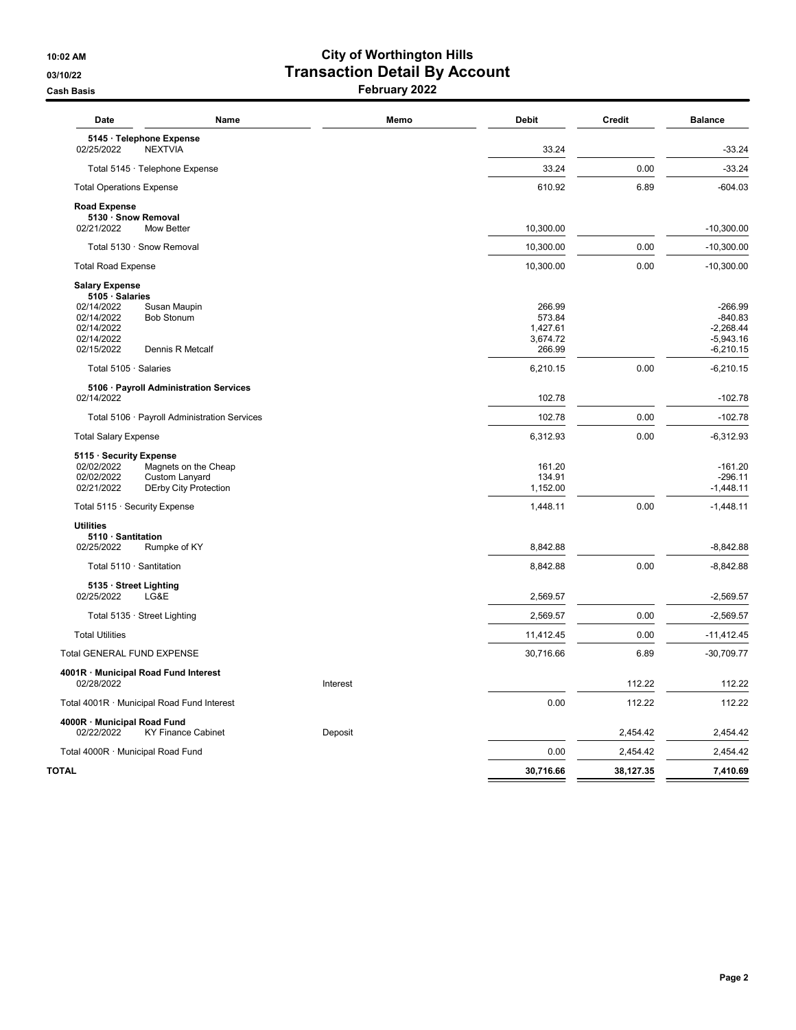# City of Worthington Hills

## Transaction Detail By Account

### February 2022

10:02 AM
03/10/22
Cash Basis

| Date | Name | Memo | Debit | Credit | Balance |
|---|---|---|---|---|---|
| **5145 · Telephone Expense** | | | | | |
| 02/25/2022 | NEXTVIA | | 33.24 | | -33.24 |
| Total 5145 · Telephone Expense | | | 33.24 | 0.00 | -33.24 |
| Total Operations Expense | | | 610.92 | 6.89 | -604.03 |
| **Road Expense** | | | | | |
| **5130 · Snow Removal** | | | | | |
| 02/21/2022 | Mow Better | | 10,300.00 | | -10,300.00 |
| Total 5130 · Snow Removal | | | 10,300.00 | 0.00 | -10,300.00 |
| Total Road Expense | | | 10,300.00 | 0.00 | -10,300.00 |
| **Salary Expense** | | | | | |
| **5105 · Salaries** | | | | | |
| 02/14/2022 | Susan Maupin | | 266.99 | | -266.99 |
| 02/14/2022 | Bob Stonum | | 573.84 | | -840.83 |
| 02/14/2022 | | | 1,427.61 | | -2,268.44 |
| 02/14/2022 | | | 3,674.72 | | -5,943.16 |
| 02/15/2022 | Dennis R Metcalf | | 266.99 | | -6,210.15 |
| Total 5105 · Salaries | | | 6,210.15 | 0.00 | -6,210.15 |
| **5106 · Payroll Administration Services** | | | | | |
| 02/14/2022 | | | 102.78 | | -102.78 |
| Total 5106 · Payroll Administration Services | | | 102.78 | 0.00 | -102.78 |
| Total Salary Expense | | | 6,312.93 | 0.00 | -6,312.93 |
| **5115 · Security Expense** | | | | | |
| 02/02/2022 | Magnets on the Cheap | | 161.20 | | -161.20 |
| 02/02/2022 | Custom Lanyard | | 134.91 | | -296.11 |
| 02/21/2022 | DErby City Protection | | 1,152.00 | | -1,448.11 |
| Total 5115 · Security Expense | | | 1,448.11 | 0.00 | -1,448.11 |
| **Utilities** | | | | | |
| **5110 · Santitation** | | | | | |
| 02/25/2022 | Rumpke of KY | | 8,842.88 | | -8,842.88 |
| Total 5110 · Santitation | | | 8,842.88 | 0.00 | -8,842.88 |
| **5135 · Street Lighting** | | | | | |
| 02/25/2022 | LG&E | | 2,569.57 | | -2,569.57 |
| Total 5135 · Street Lighting | | | 2,569.57 | 0.00 | -2,569.57 |
| Total Utilities | | | 11,412.45 | 0.00 | -11,412.45 |
| Total GENERAL FUND EXPENSE | | | 30,716.66 | 6.89 | -30,709.77 |
| **4001R · Municipal Road Fund Interest** | | | | | |
| 02/28/2022 | | Interest | | 112.22 | 112.22 |
| Total 4001R · Municipal Road Fund Interest | | | 0.00 | 112.22 | 112.22 |
| **4000R · Municipal Road Fund** | | | | | |
| 02/22/2022 | KY Finance Cabinet | Deposit | | 2,454.42 | 2,454.42 |
| Total 4000R · Municipal Road Fund | | | 0.00 | 2,454.42 | 2,454.42 |
| **TOTAL** | | | **30,716.66** | **38,127.35** | **7,410.69** |